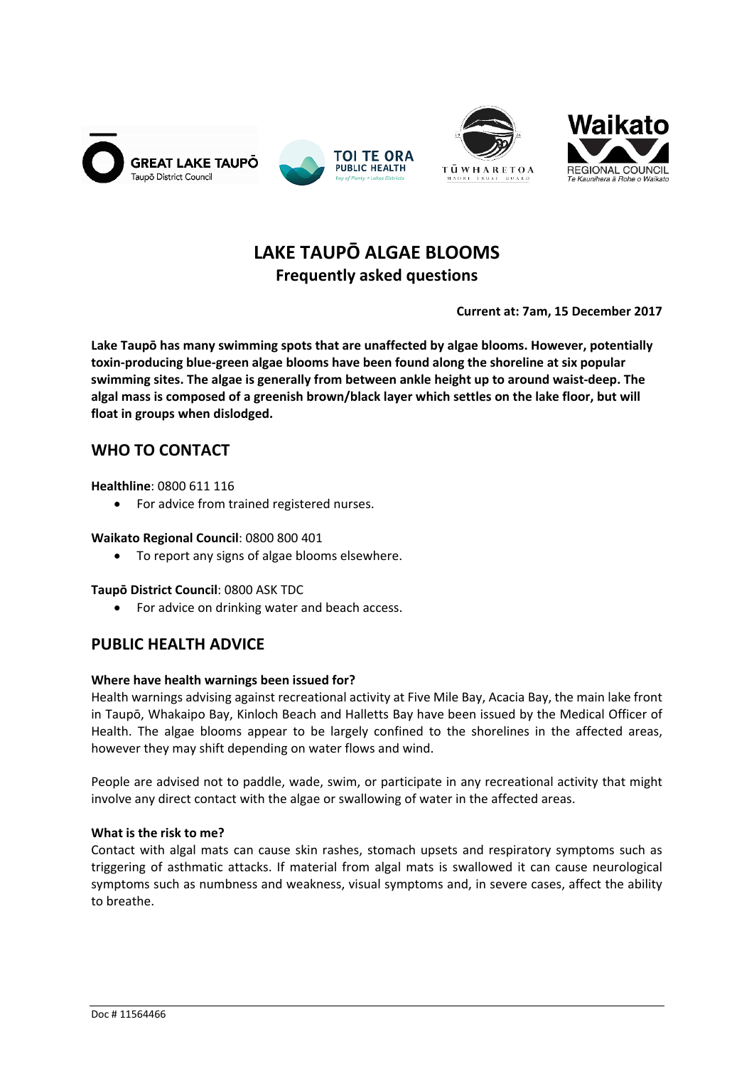# LAKE TAUPŌ ALGAE BLOOMS

## Frequently asked questions

**Current at: 7am, 15 December 2017**

**Lake Taupō has many swimming spots that are unaffected by algae blooms. However, potentially toxin-producing blue-green algae blooms have been found along the shoreline at six popular swimming sites. The algae is generally from between ankle height up to around waist-deep. The algal mass is composed of a greenish brown/black layer which settles on the lake floor, but will float in groups when dislodged.**

## WHO TO CONTACT

**Healthline**: 0800 611 116

- For advice from trained registered nurses.

**Waikato Regional Council**: 0800 800 401

- To report any signs of algae blooms elsewhere.

**Taupō District Council**: 0800 ASK TDC

- For advice on drinking water and beach access.

## PUBLIC HEALTH ADVICE

**Where have health warnings been issued for?**

Health warnings advising against recreational activity at Five Mile Bay, Acacia Bay, the main lake front in Taupō, Whakaipo Bay, Kinloch Beach and Halletts Bay have been issued by the Medical Officer of Health. The algae blooms appear to be largely confined to the shorelines in the affected areas, however they may shift depending on water flows and wind.

People are advised not to paddle, wade, swim, or participate in any recreational activity that might involve any direct contact with the algae or swallowing of water in the affected areas.

**What is the risk to me?**

Contact with algal mats can cause skin rashes, stomach upsets and respiratory symptoms such as triggering of asthmatic attacks. If material from algal mats is swallowed it can cause neurological symptoms such as numbness and weakness, visual symptoms and, in severe cases, affect the ability to breathe.

Doc # 11564466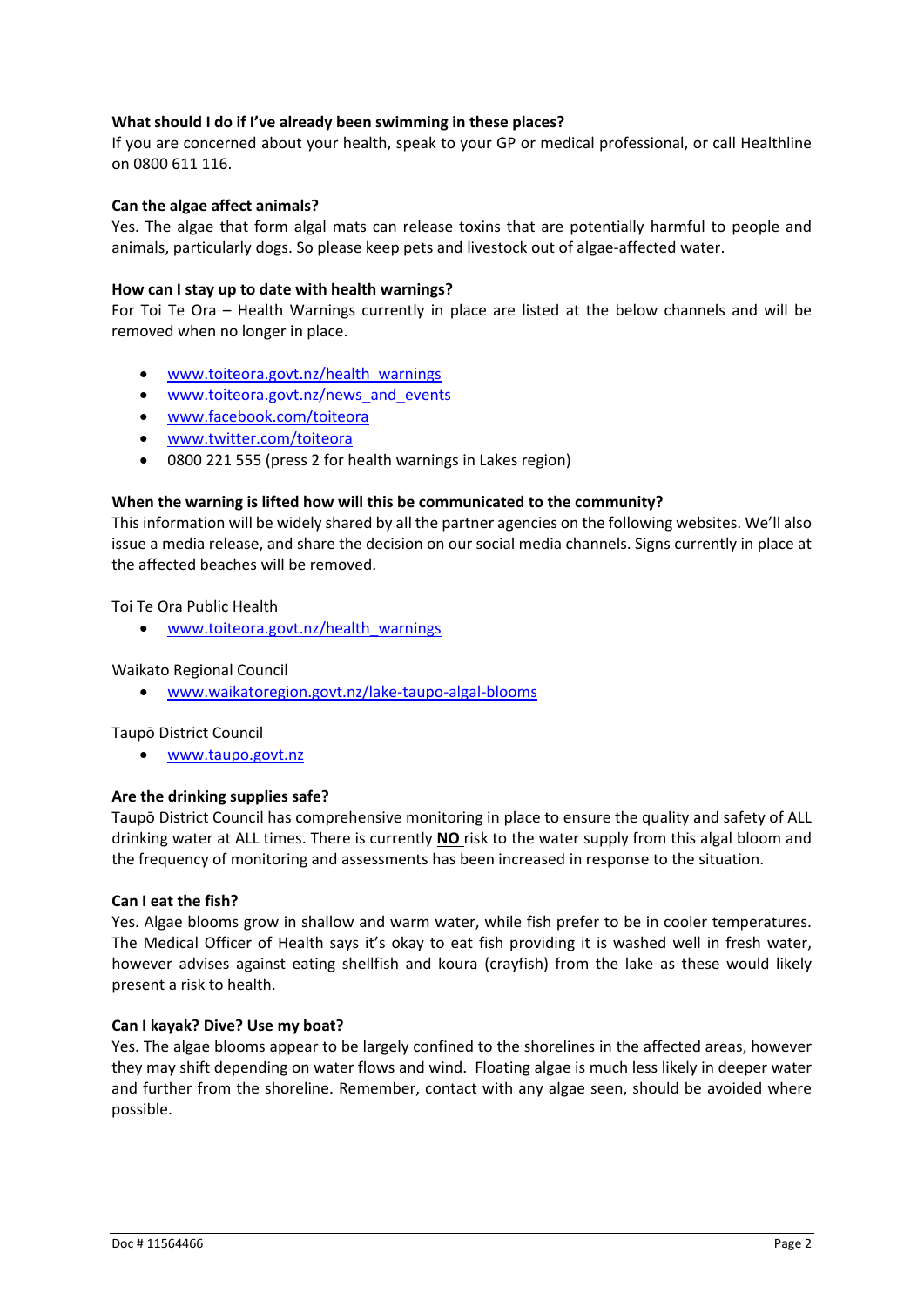**What should I do if I've already been swimming in these places?**

If you are concerned about your health, speak to your GP or medical professional, or call Healthline on 0800 611 116.

**Can the algae affect animals?**

Yes. The algae that form algal mats can release toxins that are potentially harmful to people and animals, particularly dogs. So please keep pets and livestock out of algae-affected water.

**How can I stay up to date with health warnings?**

For Toi Te Ora – Health Warnings currently in place are listed at the below channels and will be removed when no longer in place.

- www.toiteora.govt.nz/health_warnings
- www.toiteora.govt.nz/news_and_events
- www.facebook.com/toiteora
- www.twitter.com/toiteora
- 0800 221 555 (press 2 for health warnings in Lakes region)

**When the warning is lifted how will this be communicated to the community?**

This information will be widely shared by all the partner agencies on the following websites. We'll also issue a media release, and share the decision on our social media channels. Signs currently in place at the affected beaches will be removed.

Toi Te Ora Public Health

- www.toiteora.govt.nz/health_warnings

Waikato Regional Council

- www.waikatoregion.govt.nz/lake-taupo-algal-blooms

Taupō District Council

- www.taupo.govt.nz

**Are the drinking supplies safe?**

Taupō District Council has comprehensive monitoring in place to ensure the quality and safety of ALL drinking water at ALL times. There is currently **NO** risk to the water supply from this algal bloom and the frequency of monitoring and assessments has been increased in response to the situation.

**Can I eat the fish?**

Yes. Algae blooms grow in shallow and warm water, while fish prefer to be in cooler temperatures. The Medical Officer of Health says it's okay to eat fish providing it is washed well in fresh water, however advises against eating shellfish and koura (crayfish) from the lake as these would likely present a risk to health.

**Can I kayak? Dive? Use my boat?**

Yes. The algae blooms appear to be largely confined to the shorelines in the affected areas, however they may shift depending on water flows and wind. Floating algae is much less likely in deeper water and further from the shoreline. Remember, contact with any algae seen, should be avoided where possible.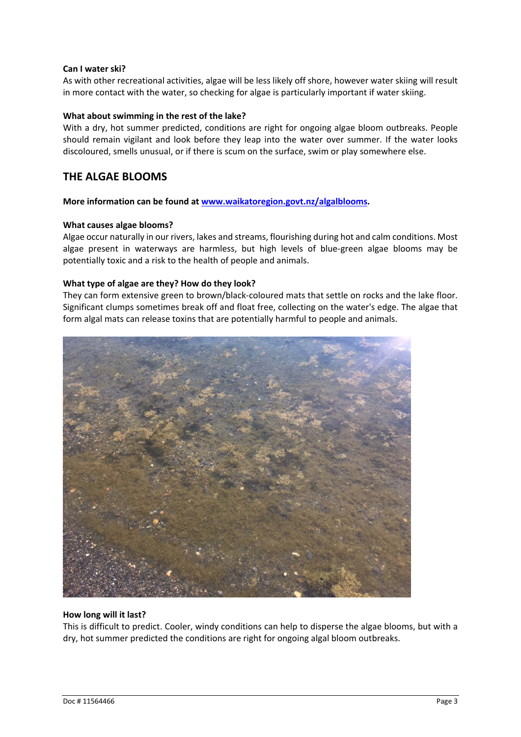**Can I water ski?**

As with other recreational activities, algae will be less likely off shore, however water skiing will result in more contact with the water, so checking for algae is particularly important if water skiing.

**What about swimming in the rest of the lake?**

With a dry, hot summer predicted, conditions are right for ongoing algae bloom outbreaks. People should remain vigilant and look before they leap into the water over summer. If the water looks discoloured, smells unusual, or if there is scum on the surface, swim or play somewhere else.

## THE ALGAE BLOOMS

**More information can be found at [www.waikatoregion.govt.nz/algalblooms](http://www.waikatoregion.govt.nz/algalblooms).**

**What causes algae blooms?**

Algae occur naturally in our rivers, lakes and streams, flourishing during hot and calm conditions. Most algae present in waterways are harmless, but high levels of blue-green algae blooms may be potentially toxic and a risk to the health of people and animals.

**What type of algae are they? How do they look?**

They can form extensive green to brown/black-coloured mats that settle on rocks and the lake floor. Significant clumps sometimes break off and float free, collecting on the water's edge. The algae that form algal mats can release toxins that are potentially harmful to people and animals.

**How long will it last?**

This is difficult to predict. Cooler, windy conditions can help to disperse the algae blooms, but with a dry, hot summer predicted the conditions are right for ongoing algal bloom outbreaks.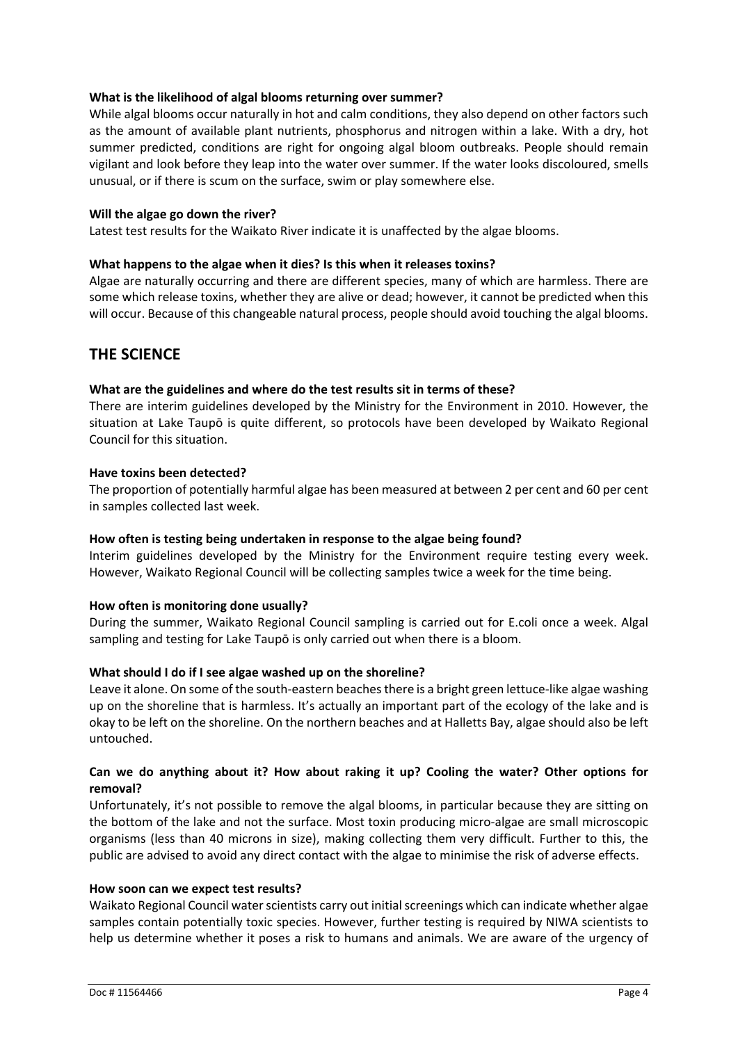**What is the likelihood of algal blooms returning over summer?**

While algal blooms occur naturally in hot and calm conditions, they also depend on other factors such as the amount of available plant nutrients, phosphorus and nitrogen within a lake. With a dry, hot summer predicted, conditions are right for ongoing algal bloom outbreaks. People should remain vigilant and look before they leap into the water over summer. If the water looks discoloured, smells unusual, or if there is scum on the surface, swim or play somewhere else.

**Will the algae go down the river?**

Latest test results for the Waikato River indicate it is unaffected by the algae blooms.

**What happens to the algae when it dies? Is this when it releases toxins?**

Algae are naturally occurring and there are different species, many of which are harmless. There are some which release toxins, whether they are alive or dead; however, it cannot be predicted when this will occur. Because of this changeable natural process, people should avoid touching the algal blooms.

## THE SCIENCE

**What are the guidelines and where do the test results sit in terms of these?**

There are interim guidelines developed by the Ministry for the Environment in 2010. However, the situation at Lake Taupō is quite different, so protocols have been developed by Waikato Regional Council for this situation.

**Have toxins been detected?**

The proportion of potentially harmful algae has been measured at between 2 per cent and 60 per cent in samples collected last week.

**How often is testing being undertaken in response to the algae being found?**

Interim guidelines developed by the Ministry for the Environment require testing every week. However, Waikato Regional Council will be collecting samples twice a week for the time being.

**How often is monitoring done usually?**

During the summer, Waikato Regional Council sampling is carried out for E.coli once a week. Algal sampling and testing for Lake Taupō is only carried out when there is a bloom.

**What should I do if I see algae washed up on the shoreline?**

Leave it alone. On some of the south-eastern beaches there is a bright green lettuce-like algae washing up on the shoreline that is harmless. It's actually an important part of the ecology of the lake and is okay to be left on the shoreline. On the northern beaches and at Halletts Bay, algae should also be left untouched.

**Can we do anything about it? How about raking it up? Cooling the water? Other options for removal?**

Unfortunately, it's not possible to remove the algal blooms, in particular because they are sitting on the bottom of the lake and not the surface. Most toxin producing micro-algae are small microscopic organisms (less than 40 microns in size), making collecting them very difficult. Further to this, the public are advised to avoid any direct contact with the algae to minimise the risk of adverse effects.

**How soon can we expect test results?**

Waikato Regional Council water scientists carry out initial screenings which can indicate whether algae samples contain potentially toxic species. However, further testing is required by NIWA scientists to help us determine whether it poses a risk to humans and animals. We are aware of the urgency of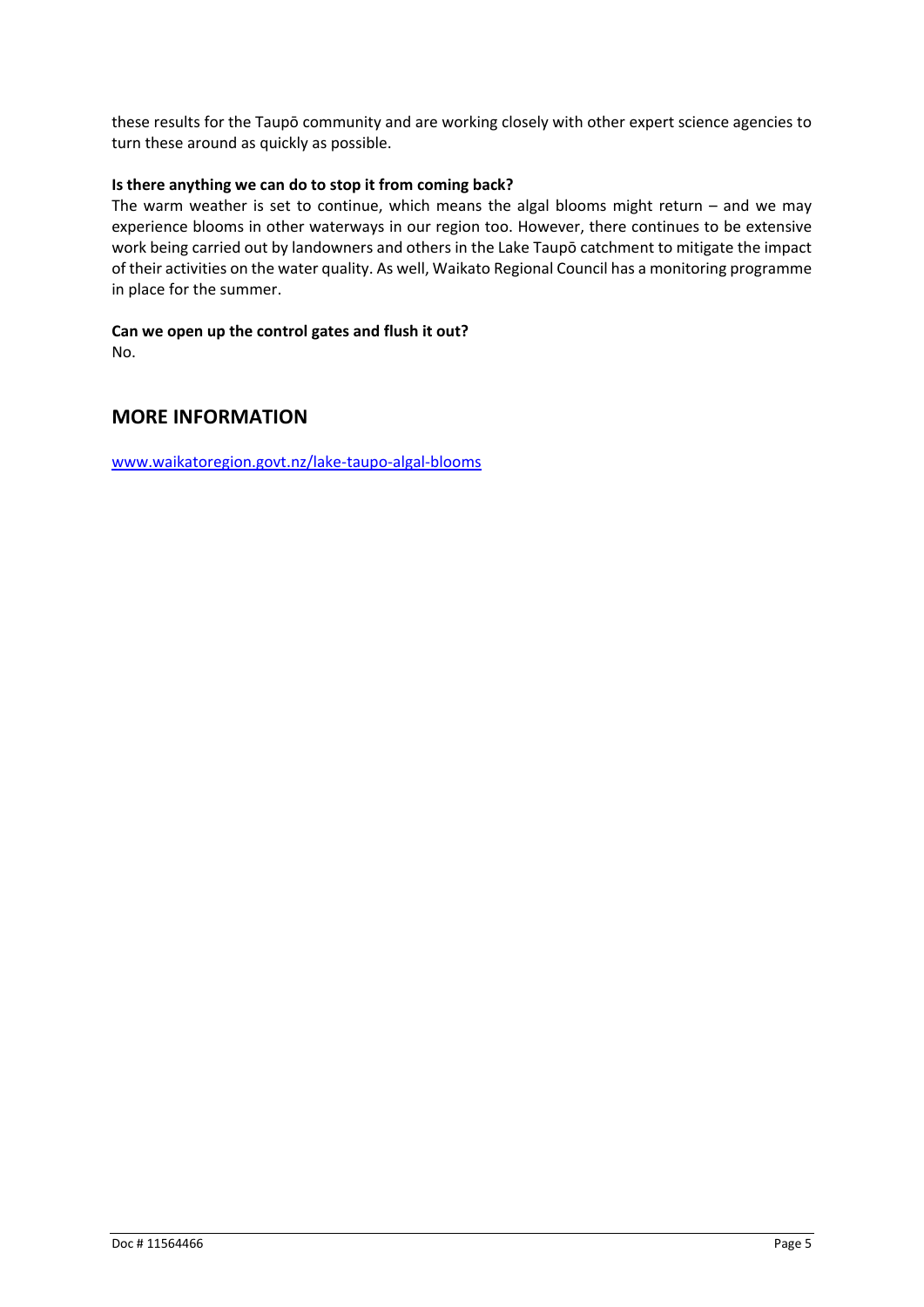these results for the Taupō community and are working closely with other expert science agencies to turn these around as quickly as possible.

**Is there anything we can do to stop it from coming back?**

The warm weather is set to continue, which means the algal blooms might return – and we may experience blooms in other waterways in our region too. However, there continues to be extensive work being carried out by landowners and others in the Lake Taupō catchment to mitigate the impact of their activities on the water quality. As well, Waikato Regional Council has a monitoring programme in place for the summer.

**Can we open up the control gates and flush it out?**

No.

## MORE INFORMATION

[www.waikatoregion.govt.nz/lake-taupo-algal-blooms](http://www.waikatoregion.govt.nz/lake-taupo-algal-blooms)